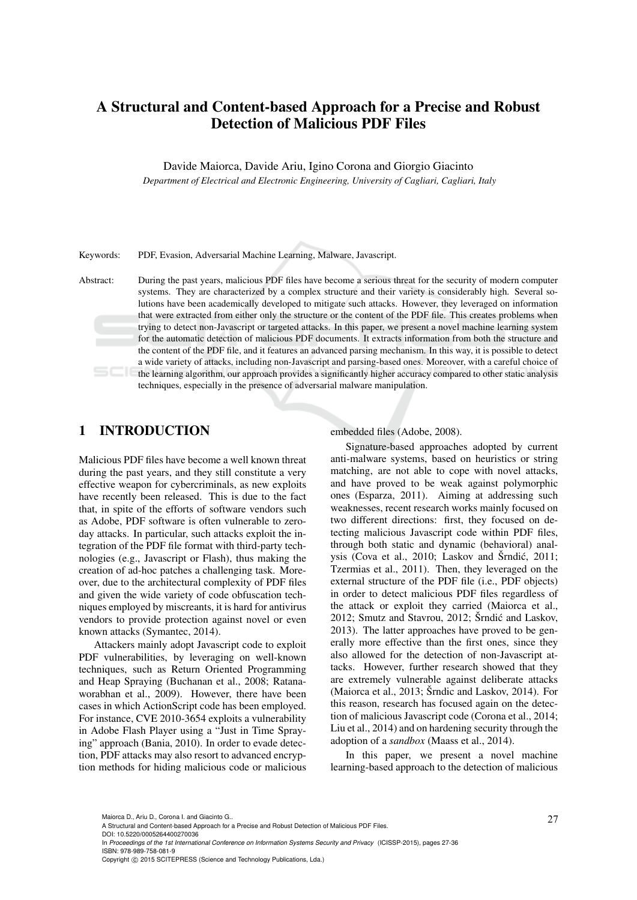# A Structural and Content-based Approach for a Precise and Robust Detection of Malicious PDF Files

Davide Maiorca, Davide Ariu, Igino Corona and Giorgio Giacinto

*Department of Electrical and Electronic Engineering, University of Cagliari, Cagliari, Italy*

Keywords: PDF, Evasion, Adversarial Machine Learning, Malware, Javascript.

Abstract: During the past years, malicious PDF files have become a serious threat for the security of modern computer systems. They are characterized by a complex structure and their variety is considerably high. Several solutions have been academically developed to mitigate such attacks. However, they leveraged on information that were extracted from either only the structure or the content of the PDF file. This creates problems when trying to detect non-Javascript or targeted attacks. In this paper, we present a novel machine learning system for the automatic detection of malicious PDF documents. It extracts information from both the structure and the content of the PDF file, and it features an advanced parsing mechanism. In this way, it is possible to detect a wide variety of attacks, including non-Javascript and parsing-based ones. Moreover, with a careful choice of the learning algorithm, our approach provides a significantly higher accuracy compared to other static analysis techniques, especially in the presence of adversarial malware manipulation.

## 1 INTRODUCTION

Malicious PDF files have become a well known threat during the past years, and they still constitute a very effective weapon for cybercriminals, as new exploits have recently been released. This is due to the fact that, in spite of the efforts of software vendors such as Adobe, PDF software is often vulnerable to zero-day attacks. In particular, such attacks exploit the integration of the PDF file format with third-party technologies (e.g., Javascript or Flash), thus making the creation of ad-hoc patches a challenging task. Moreover, due to the architectural complexity of PDF files and given the wide variety of code obfuscation techniques employed by miscreants, it is hard for antivirus vendors to provide protection against novel or even known attacks (Symantec, 2014).

Attackers mainly adopt Javascript code to exploit PDF vulnerabilities, by leveraging on well-known techniques, such as Return Oriented Programming and Heap Spraying (Buchanan et al., 2008; Ratanaworabhan et al., 2009). However, there have been cases in which ActionScript code has been employed. For instance, CVE 2010-3654 exploits a vulnerability in Adobe Flash Player using a "Just in Time Spraying" approach (Bania, 2010). In order to evade detection, PDF attacks may also resort to advanced encryption methods for hiding malicious code or malicious embedded files (Adobe, 2008).

Signature-based approaches adopted by current anti-malware systems, based on heuristics or string matching, are not able to cope with novel attacks, and have proved to be weak against polymorphic ones (Esparza, 2011). Aiming at addressing such weaknesses, recent research works mainly focused on two different directions: first, they focused on detecting malicious Javascript code within PDF files, through both static and dynamic (behavioral) analysis (Cova et al., 2010; Laskov and Šrndić, 2011; Tzermias et al., 2011). Then, they leveraged on the external structure of the PDF file (i.e., PDF objects) in order to detect malicious PDF files regardless of the attack or exploit they carried (Maiorca et al., 2012; Smutz and Stavrou, 2012; Šrndić and Laskov, 2013). The latter approaches have proved to be generally more effective than the first ones, since they also allowed for the detection of non-Javascript attacks. However, further research showed that they are extremely vulnerable against deliberate attacks (Maiorca et al., 2013; Šrndic and Laskov, 2014). For this reason, research has focused again on the detection of malicious Javascript code (Corona et al., 2014; Liu et al., 2014) and on hardening security through the adoption of a *sandbox* (Maass et al., 2014).

In this paper, we present a novel machine learning-based approach to the detection of malicious

Maiorca D., Ariu D., Corona I. and Giacinto G..
A Structural and Content-based Approach for a Precise and Robust Detection of Malicious PDF Files.
DOI: 10.5220/0005264400270036
In *Proceedings of the 1st International Conference on Information Systems Security and Privacy* (ICISSP-2015), pages 27-36
ISBN: 978-989-758-081-9
Copyright © 2015 SCITEPRESS (Science and Technology Publications, Lda.)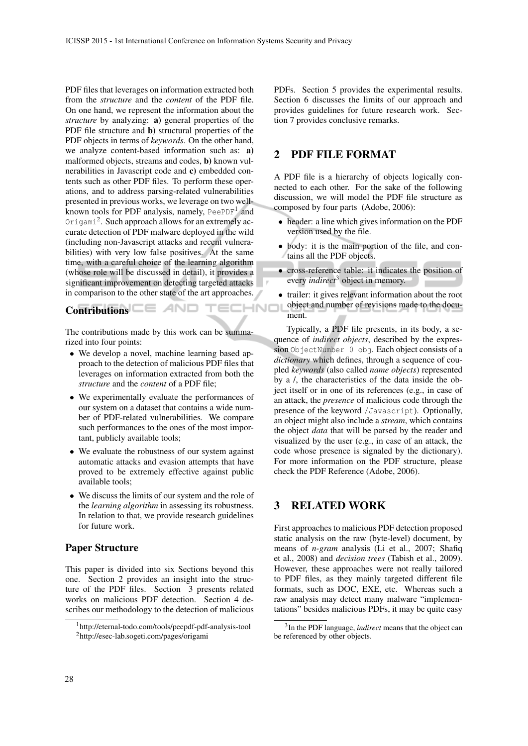PDF files that leverages on information extracted both from the *structure* and the *content* of the PDF file. On one hand, we represent the information about the *structure* by analyzing: **a)** general properties of the PDF file structure and **b)** structural properties of the PDF objects in terms of *keywords*. On the other hand, we analyze content-based information such as: **a)** malformed objects, streams and codes, **b)** known vulnerabilities in Javascript code and **c)** embedded contents such as other PDF files. To perform these operations, and to address parsing-related vulnerabilities presented in previous works, we leverage on two well-known tools for PDF analysis, namely, `PeePDF`[1] and `Origami`[2]. Such approach allows for an extremely accurate detection of PDF malware deployed in the wild (including non-Javascript attacks and recent vulnerabilities) with very low false positives. At the same time, with a careful choice of the learning algorithm (whose role will be discussed in detail), it provides a significant improvement on detecting targeted attacks in comparison to the other state of the art approaches.

### Contributions

The contributions made by this work can be summarized into four points:

- We develop a novel, machine learning based approach to the detection of malicious PDF files that leverages on information extracted from both the *structure* and the *content* of a PDF file;
- We experimentally evaluate the performances of our system on a dataset that contains a wide number of PDF-related vulnerabilities. We compare such performances to the ones of the most important, publicly available tools;
- We evaluate the robustness of our system against automatic attacks and evasion attempts that have proved to be extremely effective against public available tools;
- We discuss the limits of our system and the role of the *learning algorithm* in assessing its robustness. In relation to that, we provide research guidelines for future work.

### Paper Structure

This paper is divided into six Sections beyond this one. Section 2 provides an insight into the structure of the PDF files. Section 3 presents related works on malicious PDF detection. Section 4 describes our methodology to the detection of malicious PDFs. Section 5 provides the experimental results. Section 6 discusses the limits of our approach and provides guidelines for future research work. Section 7 provides conclusive remarks.

[1] http://eternal-todo.com/tools/peepdf-pdf-analysis-tool

[2] http://esec-lab.sogeti.com/pages/origami

## 2 PDF FILE FORMAT

A PDF file is a hierarchy of objects logically connected to each other. For the sake of the following discussion, we will model the PDF file structure as composed by four parts (Adobe, 2006):

- header: a line which gives information on the PDF version used by the file.
- body: it is the main portion of the file, and contains all the PDF objects.
- cross-reference table: it indicates the position of every *indirect*[3] object in memory.
- trailer: it gives relevant information about the root object and number of revisions made to the document.

Typically, a PDF file presents, in its body, a sequence of *indirect objects*, described by the expression `ObjectNumber 0 obj`. Each object consists of a *dictionary* which defines, through a sequence of coupled *keywords* (also called *name objects*) represented by a /, the characteristics of the data inside the object itself or in one of its references (e.g., in case of an attack, the *presence* of malicious code through the presence of the keyword `/Javascript`). Optionally, an object might also include a *stream*, which contains the object *data* that will be parsed by the reader and visualized by the user (e.g., in case of an attack, the code whose presence is signaled by the dictionary). For more information on the PDF structure, please check the PDF Reference (Adobe, 2006).

## 3 RELATED WORK

First approaches to malicious PDF detection proposed static analysis on the raw (byte-level) document, by means of *n-gram* analysis (Li et al., 2007; Shafiq et al., 2008) and *decision trees* (Tabish et al., 2009). However, these approaches were not really tailored to PDF files, as they mainly targeted different file formats, such as DOC, EXE, etc. Whereas such a raw analysis may detect many malware "implementations" besides malicious PDFs, it may be quite easy

[3] In the PDF language, *indirect* means that the object can be referenced by other objects.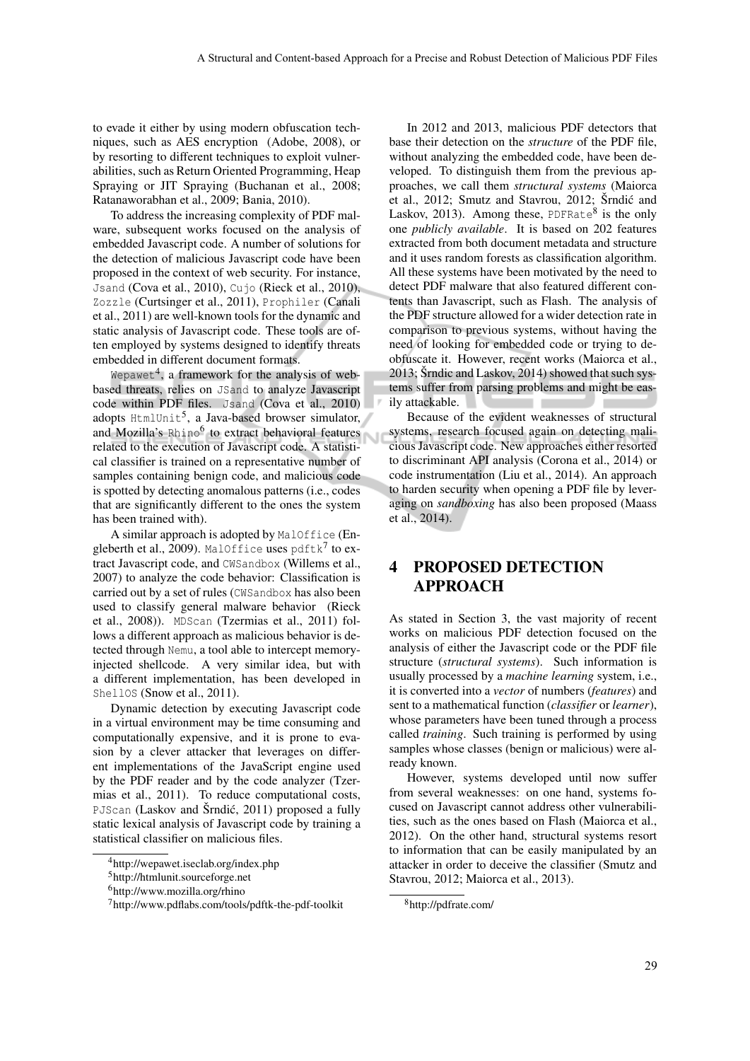to evade it either by using modern obfuscation techniques, such as AES encryption (Adobe, 2008), or by resorting to different techniques to exploit vulnerabilities, such as Return Oriented Programming, Heap Spraying or JIT Spraying (Buchanan et al., 2008; Ratanaworabhan et al., 2009; Bania, 2010).

To address the increasing complexity of PDF malware, subsequent works focused on the analysis of embedded Javascript code. A number of solutions for the detection of malicious Javascript code have been proposed in the context of web security. For instance, `Jsand` (Cova et al., 2010), `Cujo` (Rieck et al., 2010), `Zozzle` (Curtsinger et al., 2011), `Prophiler` (Canali et al., 2011) are well-known tools for the dynamic and static analysis of Javascript code. These tools are often employed by systems designed to identify threats embedded in different document formats.

`Wepawet`[4], a framework for the analysis of web-based threats, relies on `JSand` to analyze Javascript code within PDF files. `Jsand` (Cova et al., 2010) adopts `HtmlUnit`[5], a Java-based browser simulator, and Mozilla's `Rhino`[6] to extract behavioral features related to the execution of Javascript code. A statistical classifier is trained on a representative number of samples containing benign code, and malicious code is spotted by detecting anomalous patterns (i.e., codes that are significantly different to the ones the system has been trained with).

A similar approach is adopted by `MalOffice` (Engleberth et al., 2009). `MalOffice` uses `pdftk`[7] to extract Javascript code, and `CWSandbox` (Willems et al., 2007) to analyze the code behavior: Classification is carried out by a set of rules (`CWSandbox` has also been used to classify general malware behavior (Rieck et al., 2008)). `MDScan` (Tzermias et al., 2011) follows a different approach as malicious behavior is detected through `Nemu`, a tool able to intercept memory-injected shellcode. A very similar idea, but with a different implementation, has been developed in `ShellOS` (Snow et al., 2011).

Dynamic detection by executing Javascript code in a virtual environment may be time consuming and computationally expensive, and it is prone to evasion by a clever attacker that leverages on different implementations of the JavaScript engine used by the PDF reader and by the code analyzer (Tzermias et al., 2011). To reduce computational costs, `PJScan` (Laskov and Šrndić, 2011) proposed a fully static lexical analysis of Javascript code by training a statistical classifier on malicious files.

[4] http://wepawet.iseclab.org/index.php

[5] http://htmlunit.sourceforge.net

[6] http://www.mozilla.org/rhino

[7] http://www.pdflabs.com/tools/pdftk-the-pdf-toolkit

In 2012 and 2013, malicious PDF detectors that base their detection on the *structure* of the PDF file, without analyzing the embedded code, have been developed. To distinguish them from the previous approaches, we call them *structural systems* (Maiorca et al., 2012; Smutz and Stavrou, 2012; Šrndić and Laskov, 2013). Among these, `PDFRate`[8] is the only one *publicly available*. It is based on 202 features extracted from both document metadata and structure and it uses random forests as classification algorithm. All these systems have been motivated by the need to detect PDF malware that also featured different contents than Javascript, such as Flash. The analysis of the PDF structure allowed for a wider detection rate in comparison to previous systems, without having the need of looking for embedded code or trying to de-obfuscate it. However, recent works (Maiorca et al., 2013; Šrndic and Laskov, 2014) showed that such systems suffer from parsing problems and might be easily attackable.

Because of the evident weaknesses of structural systems, research focused again on detecting malicious Javascript code. New approaches either resorted to discriminant API analysis (Corona et al., 2014) or code instrumentation (Liu et al., 2014). An approach to harden security when opening a PDF file by leveraging on *sandboxing* has also been proposed (Maass et al., 2014).

# 4 PROPOSED DETECTION APPROACH

As stated in Section 3, the vast majority of recent works on malicious PDF detection focused on the analysis of either the Javascript code or the PDF file structure (*structural systems*). Such information is usually processed by a *machine learning* system, i.e., it is converted into a *vector* of numbers (*features*) and sent to a mathematical function (*classifier* or *learner*), whose parameters have been tuned through a process called *training*. Such training is performed by using samples whose classes (benign or malicious) were already known.

However, systems developed until now suffer from several weaknesses: on one hand, systems focused on Javascript cannot address other vulnerabilities, such as the ones based on Flash (Maiorca et al., 2012). On the other hand, structural systems resort to information that can be easily manipulated by an attacker in order to deceive the classifier (Smutz and Stavrou, 2012; Maiorca et al., 2013).

[8] http://pdfrate.com/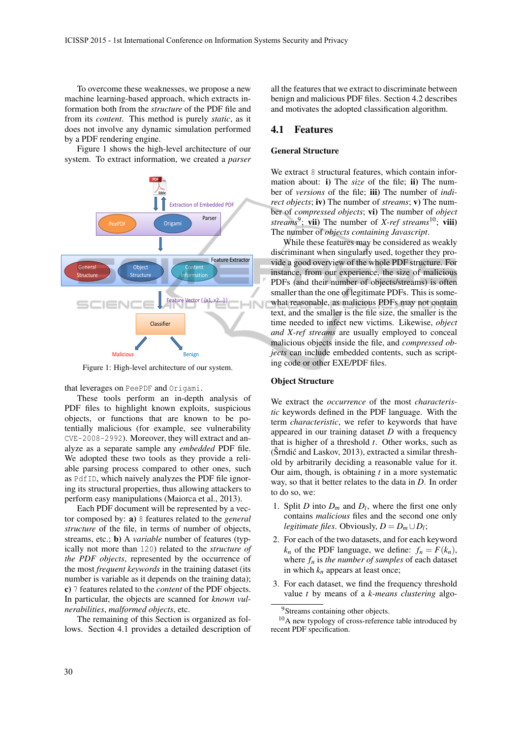To overcome these weaknesses, we propose a new machine learning-based approach, which extracts information both from the *structure* of the PDF file and from its *content*. This method is purely *static*, as it does not involve any dynamic simulation performed by a PDF rendering engine.

Figure 1 shows the high-level architecture of our system. To extract information, we created a *parser* that leverages on `PeePDF` and `Origami`.

Figure 1: High-level architecture of our system.

These tools perform an in-depth analysis of PDF files to highlight known exploits, suspicious objects, or functions that are known to be potentially malicious (for example, see vulnerability `CVE-2008-2992`). Moreover, they will extract and analyze as a separate sample any *embedded* PDF file. We adopted these two tools as they provide a reliable parsing process compared to other ones, such as `PdfID`, which naively analyzes the PDF file ignoring its structural properties, thus allowing attackers to perform easy manipulations (Maiorca et al., 2013).

Each PDF document will be represented by a vector composed by: **a)** `8` features related to the *general structure* of the file, in terms of number of objects, streams, etc.; **b)** A *variable* number of features (typically not more than `120`) related to the *structure of the PDF objects*, represented by the occurrence of the most *frequent keywords* in the training dataset (its number is variable as it depends on the training data); **c)** `7` features related to the *content* of the PDF objects. In particular, the objects are scanned for *known vulnerabilities*, *malformed objects*, etc.

The remaining of this Section is organized as follows. Section 4.1 provides a detailed description of all the features that we extract to discriminate between benign and malicious PDF files. Section 4.2 describes and motivates the adopted classification algorithm.

## 4.1 Features

### General Structure

We extract `8` structural features, which contain information about: **i)** The *size* of the file; **ii)** The number of *versions* of the file; **iii)** The number of *indirect objects*; **iv)** The number of *streams*; **v)** The number of *compressed objects*; **vi)** The number of *object streams*[9]; **vii)** The number of *X-ref streams*[10]; **viii)** The number of *objects containing Javascript*.

While these features may be considered as weakly discriminant when singularly used, together they provide a good overview of the whole PDF structure. For instance, from our experience, the size of malicious PDFs (and their number of objects/streams) is often smaller than the one of legitimate PDFs. This is somewhat reasonable, as malicious PDFs may not contain text, and the smaller is the file size, the smaller is the time needed to infect new victims. Likewise, *object and X-ref streams* are usually employed to conceal malicious objects inside the file, and *compressed objects* can include embedded contents, such as scripting code or other EXE/PDF files.

### Object Structure

We extract the *occurrence* of the most *characteristic* keywords defined in the PDF language. With the term *characteristic*, we refer to keywords that have appeared in our training dataset $D$ with a frequency that is higher of a threshold $t$. Other works, such as (Šrndić and Laskov, 2013), extracted a similar threshold by arbitrarily deciding a reasonable value for it. Our aim, though, is obtaining $t$ in a more systematic way, so that it better relates to the data in $D$. In order to do so, we:

1. Split $D$ into $D_m$ and $D_l$, where the first one only contains *malicious* files and the second one only *legitimate files*. Obviously, $D = D_m \cup D_l$;
2. For each of the two datasets, and for each keyword $k_n$ of the PDF language, we define: $f_n = F(k_n)$, where $f_n$ is *the number of samples* of each dataset in which $k_n$ appears at least once;
3. For each dataset, we find the frequency threshold value $t$ by means of a *k-means clustering* algo-

[9] Streams containing other objects.

[10] A new typology of cross-reference table introduced by recent PDF specification.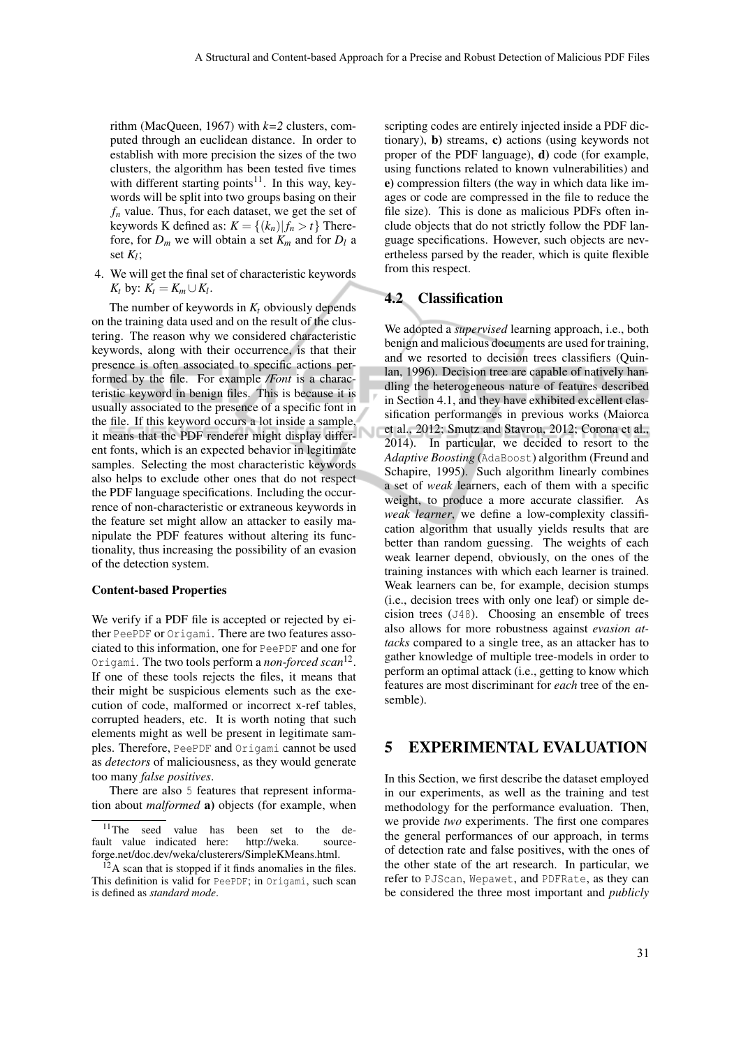rithm (MacQueen, 1967) with *k=2* clusters, computed through an euclidean distance. In order to establish with more precision the sizes of the two clusters, the algorithm has been tested five times with different starting points[11]. In this way, keywords will be split into two groups basing on their $f_n$ value. Thus, for each dataset, we get the set of keywords K defined as: $K = \{(k_n) | f_n > t\}$ Therefore, for $D_m$ we will obtain a set $K_m$ and for $D_l$ a set $K_l$;

4. We will get the final set of characteristic keywords $K_t$ by: $K_t = K_m \cup K_l$.

The number of keywords in $K_t$ obviously depends on the training data used and on the result of the clustering. The reason why we considered characteristic keywords, along with their occurrence, is that their presence is often associated to specific actions performed by the file. For example */Font* is a characteristic keyword in benign files. This is because it is usually associated to the presence of a specific font in the file. If this keyword occurs a lot inside a sample, it means that the PDF renderer might display different fonts, which is an expected behavior in legitimate samples. Selecting the most characteristic keywords also helps to exclude other ones that do not respect the PDF language specifications. Including the occurrence of non-characteristic or extraneous keywords in the feature set might allow an attacker to easily manipulate the PDF features without altering its functionality, thus increasing the possibility of an evasion of the detection system.

**Content-based Properties**

We verify if a PDF file is accepted or rejected by either PeePDF or Origami. There are two features associated to this information, one for PeePDF and one for Origami. The two tools perform a *non-forced scan*[12]. If one of these tools rejects the files, it means that their might be suspicious elements such as the execution of code, malformed or incorrect x-ref tables, corrupted headers, etc. It is worth noting that such elements might as well be present in legitimate samples. Therefore, PeePDF and Origami cannot be used as *detectors* of maliciousness, as they would generate too many *false positives*.

There are also 5 features that represent information about *malformed* **a)** objects (for example, when scripting codes are entirely injected inside a PDF dictionary), **b)** streams, **c)** actions (using keywords not proper of the PDF language), **d)** code (for example, using functions related to known vulnerabilities) and **e)** compression filters (the way in which data like images or code are compressed in the file to reduce the file size). This is done as malicious PDFs often include objects that do not strictly follow the PDF language specifications. However, such objects are nevertheless parsed by the reader, which is quite flexible from this respect.

## 4.2 Classification

We adopted a *supervised* learning approach, i.e., both benign and malicious documents are used for training, and we resorted to decision trees classifiers (Quinlan, 1996). Decision tree are capable of natively handling the heterogeneous nature of features described in Section 4.1, and they have exhibited excellent classification performances in previous works (Maiorca et al., 2012; Smutz and Stavrou, 2012; Corona et al., 2014). In particular, we decided to resort to the *Adaptive Boosting* (AdaBoost) algorithm (Freund and Schapire, 1995). Such algorithm linearly combines a set of *weak* learners, each of them with a specific weight, to produce a more accurate classifier. As *weak learner*, we define a low-complexity classification algorithm that usually yields results that are better than random guessing. The weights of each weak learner depend, obviously, on the ones of the training instances with which each learner is trained. Weak learners can be, for example, decision stumps (i.e., decision trees with only one leaf) or simple decision trees (J48). Choosing an ensemble of trees also allows for more robustness against *evasion attacks* compared to a single tree, as an attacker has to gather knowledge of multiple tree-models in order to perform an optimal attack (i.e., getting to know which features are most discriminant for *each* tree of the ensemble).

# 5 EXPERIMENTAL EVALUATION

In this Section, we first describe the dataset employed in our experiments, as well as the training and test methodology for the performance evaluation. Then, we provide *two* experiments. The first one compares the general performances of our approach, in terms of detection rate and false positives, with the ones of the other state of the art research. In particular, we refer to PJScan, Wepawet, and PDFRate, as they can be considered the three most important and *publicly*

[11] The seed value has been set to the default value indicated here: http://weka.sourceforge.net/doc.dev/weka/clusterers/SimpleKMeans.html.

[12] A scan that is stopped if it finds anomalies in the files. This definition is valid for PeePDF; in Origami, such scan is defined as *standard mode*.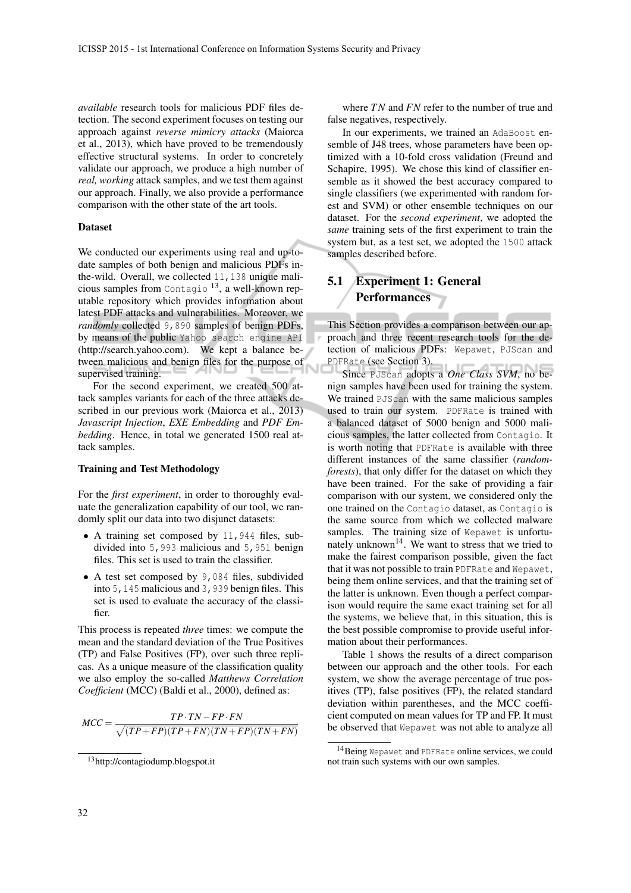*available* research tools for malicious PDF files detection. The second experiment focuses on testing our approach against *reverse mimicry attacks* (Maiorca et al., 2013), which have proved to be tremendously effective structural systems. In order to concretely validate our approach, we produce a high number of *real, working* attack samples, and we test them against our approach. Finally, we also provide a performance comparison with the other state of the art tools.

**Dataset**

We conducted our experiments using real and up-to-date samples of both benign and malicious PDFs in-the-wild. Overall, we collected `11,138` unique malicious samples from `Contagio` [13], a well-known reputable repository which provides information about latest PDF attacks and vulnerabilities. Moreover, we *randomly* collected `9,890` samples of benign PDFs, by means of the public `Yahoo search engine API` (http://search.yahoo.com). We kept a balance between malicious and benign files for the purpose of supervised training.

For the second experiment, we created 500 attack samples variants for each of the three attacks described in our previous work (Maiorca et al., 2013) *Javascript Injection*, *EXE Embedding* and *PDF Embedding*. Hence, in total we generated 1500 real attack samples.

**Training and Test Methodology**

For the *first experiment*, in order to thoroughly evaluate the generalization capability of our tool, we randomly split our data into two disjunct datasets:

- A training set composed by `11,944` files, subdivided into `5,993` malicious and `5,951` benign files. This set is used to train the classifier.
- A test set composed by `9,084` files, subdivided into `5,145` malicious and `3,939` benign files. This set is used to evaluate the accuracy of the classifier.

This process is repeated *three* times: we compute the mean and the standard deviation of the True Positives (TP) and False Positives (FP), over such three replicas. As a unique measure of the classification quality we also employ the so-called *Matthews Correlation Coefficient* (MCC) (Baldi et al., 2000), defined as:

$$MCC = \frac{TP \cdot TN - FP \cdot FN}{\sqrt{(TP+FP)(TP+FN)(TN+FP)(TN+FN)}}$$

where $TN$ and $FN$ refer to the number of true and false negatives, respectively.

In our experiments, we trained an `AdaBoost` ensemble of J48 trees, whose parameters have been optimized with a 10-fold cross validation (Freund and Schapire, 1995). We chose this kind of classifier ensemble as it showed the best accuracy compared to single classifiers (we experimented with random forest and SVM) or other ensemble techniques on our dataset. For the *second experiment*, we adopted the *same* training sets of the first experiment to train the system but, as a test set, we adopted the `1500` attack samples described before.

## 5.1 Experiment 1: General Performances

This Section provides a comparison between our approach and three recent research tools for the detection of malicious PDFs: `Wepawet`, `PJScan` and `PDFRate` (see Section 3).

Since `PJScan` adopts a *One Class SVM*, no benign samples have been used for training the system. We trained `PJScan` with the same malicious samples used to train our system. `PDFRate` is trained with a balanced dataset of 5000 benign and 5000 malicious samples, the latter collected from `Contagio`. It is worth noting that `PDFRate` is available with three different instances of the same classifier (*random-forests*), that only differ for the dataset on which they have been trained. For the sake of providing a fair comparison with our system, we considered only the one trained on the `Contagio` dataset, as `Contagio` is the same source from which we collected malware samples. The training size of `Wepawet` is unfortunately unknown[14]. We want to stress that we tried to make the fairest comparison possible, given the fact that it was not possible to train `PDFRate` and `Wepawet`, being them online services, and that the training set of the latter is unknown. Even though a perfect comparison would require the same exact training set for all the systems, we believe that, in this situation, this is the best possible compromise to provide useful information about their performances.

Table 1 shows the results of a direct comparison between our approach and the other tools. For each system, we show the average percentage of true positives (TP), false positives (FP), the related standard deviation within parentheses, and the MCC coefficient computed on mean values for TP and FP. It must be observed that `Wepawet` was not able to analyze all

[13] http://contagiodump.blogspot.it

[14] Being `Wepawet` and `PDFRate` online services, we could not train such systems with our own samples.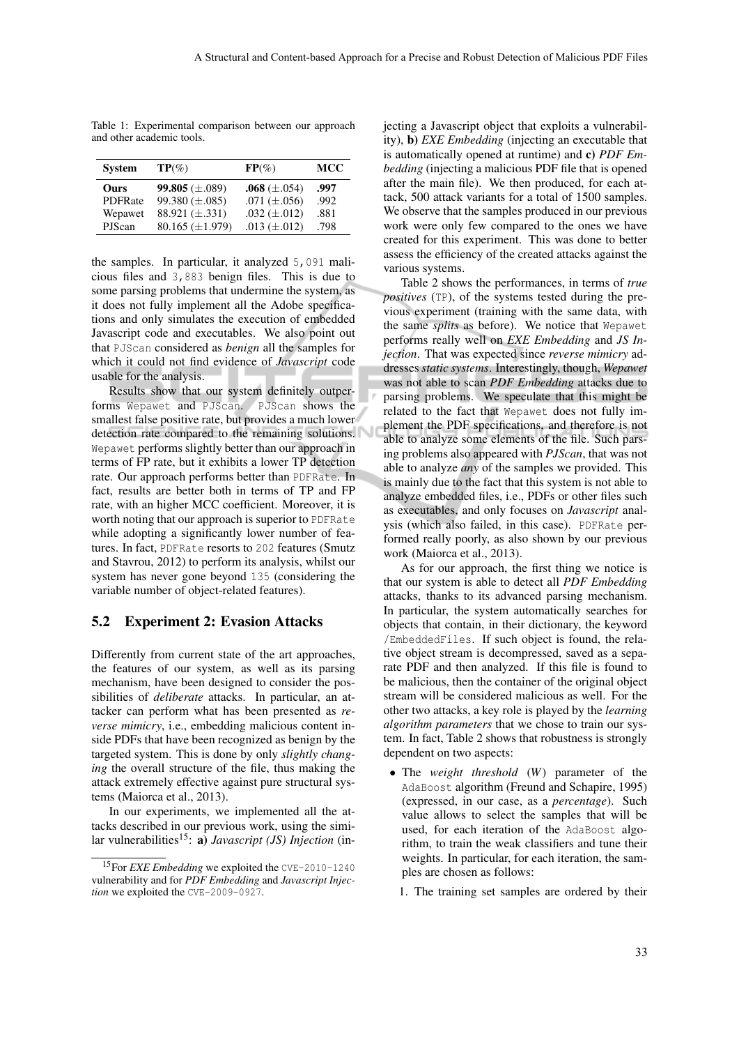Table 1: Experimental comparison between our approach and other academic tools.

| System | TP(%) | FP(%) | MCC |
|---|---|---|---|
| **Ours** | **99.805** (±.089) | **.068** (±.054) | **.997** |
| PDFRate | 99.380 (±.085) | .071 (±.056) | .992 |
| Wepawet | 88.921 (±.331) | .032 (±.012) | .881 |
| PJScan | 80.165 (±1.979) | .013 (±.012) | .798 |

the samples. In particular, it analyzed 5,091 malicious files and 3,883 benign files. This is due to some parsing problems that undermine the system, as it does not fully implement all the Adobe specifications and only simulates the execution of embedded Javascript code and executables. We also point out that PJScan considered as *benign* all the samples for which it could not find evidence of *Javascript* code usable for the analysis.

Results show that our system definitely outperforms Wepawet and PJScan. PJScan shows the smallest false positive rate, but provides a much lower detection rate compared to the remaining solutions. Wepawet performs slightly better than our approach in terms of FP rate, but it exhibits a lower TP detection rate. Our approach performs better than PDFRate. In fact, results are better both in terms of TP and FP rate, with an higher MCC coefficient. Moreover, it is worth noting that our approach is superior to PDFRate while adopting a significantly lower number of features. In fact, PDFRate resorts to 202 features (Smutz and Stavrou, 2012) to perform its analysis, whilst our system has never gone beyond 135 (considering the variable number of object-related features).

## 5.2 Experiment 2: Evasion Attacks

Differently from current state of the art approaches, the features of our system, as well as its parsing mechanism, have been designed to consider the possibilities of *deliberate* attacks. In particular, an attacker can perform what has been presented as *reverse mimicry*, i.e., embedding malicious content inside PDFs that have been recognized as benign by the targeted system. This is done by only *slightly changing* the overall structure of the file, thus making the attack extremely effective against pure structural systems (Maiorca et al., 2013).

In our experiments, we implemented all the attacks described in our previous work, using the similar vulnerabilities[15]: **a)** *Javascript (JS) Injection* (injecting a Javascript object that exploits a vulnerability), **b)** *EXE Embedding* (injecting an executable that is automatically opened at runtime) and **c)** *PDF Embedding* (injecting a malicious PDF file that is opened after the main file). We then produced, for each attack, 500 attack variants for a total of 1500 samples. We observe that the samples produced in our previous work were only few compared to the ones we have created for this experiment. This was done to better assess the efficiency of the created attacks against the various systems.

Table 2 shows the performances, in terms of *true positives* (TP), of the systems tested during the previous experiment (training with the same data, with the same *splits* as before). We notice that Wepawet performs really well on *EXE Embedding* and *JS Injection*. That was expected since *reverse mimicry* addresses *static systems*. Interestingly, though, *Wepawet* was not able to scan *PDF Embedding* attacks due to parsing problems. We speculate that this might be related to the fact that Wepawet does not fully implement the PDF specifications, and therefore is not able to analyze some elements of the file. Such parsing problems also appeared with *PJScan*, that was not able to analyze *any* of the samples we provided. This is mainly due to the fact that this system is not able to analyze embedded files, i.e., PDFs or other files such as executables, and only focuses on *Javascript* analysis (which also failed, in this case). PDFRate performed really poorly, as also shown by our previous work (Maiorca et al., 2013).

As for our approach, the first thing we notice is that our system is able to detect all *PDF Embedding* attacks, thanks to its advanced parsing mechanism. In particular, the system automatically searches for objects that contain, in their dictionary, the keyword /EmbeddedFiles. If such object is found, the relative object stream is decompressed, saved as a separate PDF and then analyzed. If this file is found to be malicious, then the container of the original object stream will be considered malicious as well. For the other two attacks, a key role is played by the *learning algorithm parameters* that we chose to train our system. In fact, Table 2 shows that robustness is strongly dependent on two aspects:

- The *weight threshold* ($W$) parameter of the AdaBoost algorithm (Freund and Schapire, 1995) (expressed, in our case, as a *percentage*). Such value allows to select the samples that will be used, for each iteration of the AdaBoost algorithm, to train the weak classifiers and tune their weights. In particular, for each iteration, the samples are chosen as follows:
  1. The training set samples are ordered by their

[15] For *EXE Embedding* we exploited the CVE-2010-1240 vulnerability and for *PDF Embedding* and *Javascript Injection* we exploited the CVE-2009-0927.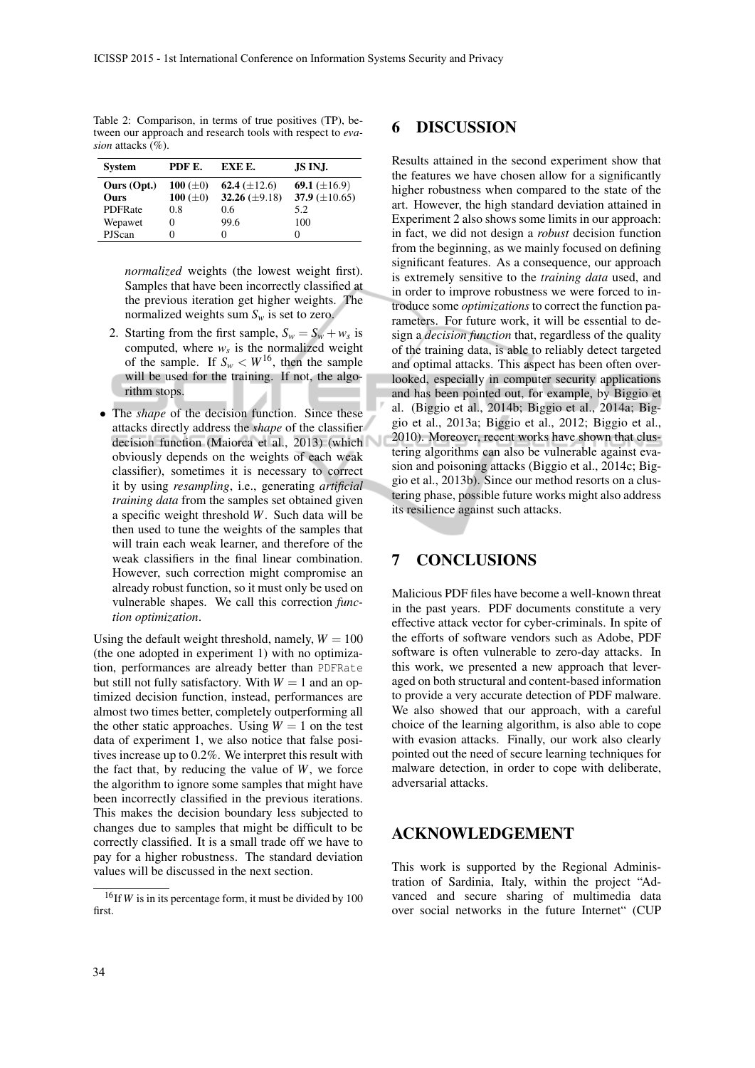Table 2: Comparison, in terms of true positives (TP), between our approach and research tools with respect to *evasion* attacks (%).

| System | PDF E. | EXE E. | JS INJ. |
|---|---|---|---|
| **Ours (Opt.)** | **100** ($\pm 0$) | **62.4** ($\pm 12.6$) | **69.1** ($\pm 16.9$) |
| **Ours** | **100** ($\pm 0$) | **32.26** ($\pm 9.18$) | **37.9** ($\pm 10.65$) |
| PDFRate | 0.8 | 0.6 | 5.2 |
| Wepawet | 0 | 99.6 | 100 |
| PJScan | 0 | 0 | 0 |

*normalized* weights (the lowest weight first). Samples that have been incorrectly classified at the previous iteration get higher weights. The normalized weights sum $S_w$ is set to zero.

2. Starting from the first sample, $S_w = S_w + w_s$ is computed, where $w_s$ is the normalized weight of the sample. If $S_w < W$[16], then the sample will be used for the training. If not, the algorithm stops.

- The *shape* of the decision function. Since these attacks directly address the *shape* of the classifier decision function (Maiorca et al., 2013) (which obviously depends on the weights of each weak classifier), sometimes it is necessary to correct it by using *resampling*, i.e., generating *artificial training data* from the samples set obtained given a specific weight threshold $W$. Such data will be then used to tune the weights of the samples that will train each weak learner, and therefore of the weak classifiers in the final linear combination. However, such correction might compromise an already robust function, so it must only be used on vulnerable shapes. We call this correction *function optimization*.

Using the default weight threshold, namely, $W = 100$ (the one adopted in experiment 1) with no optimization, performances are already better than PDFRate but still not fully satisfactory. With $W = 1$ and an optimized decision function, instead, performances are almost two times better, completely outperforming all the other static approaches. Using $W = 1$ on the test data of experiment 1, we also notice that false positives increase up to 0.2%. We interpret this result with the fact that, by reducing the value of $W$, we force the algorithm to ignore some samples that might have been incorrectly classified in the previous iterations. This makes the decision boundary less subjected to changes due to samples that might be difficult to be correctly classified. It is a small trade off we have to pay for a higher robustness. The standard deviation values will be discussed in the next section.

[16] If $W$ is in its percentage form, it must be divided by 100 first.

# 6 DISCUSSION

Results attained in the second experiment show that the features we have chosen allow for a significantly higher robustness when compared to the state of the art. However, the high standard deviation attained in Experiment 2 also shows some limits in our approach: in fact, we did not design a *robust* decision function from the beginning, as we mainly focused on defining significant features. As a consequence, our approach is extremely sensitive to the *training data* used, and in order to improve robustness we were forced to introduce some *optimizations* to correct the function parameters. For future work, it will be essential to design a *decision function* that, regardless of the quality of the training data, is able to reliably detect targeted and optimal attacks. This aspect has been often overlooked, especially in computer security applications and has been pointed out, for example, by Biggio et al. (Biggio et al., 2014b; Biggio et al., 2014a; Biggio et al., 2013a; Biggio et al., 2012; Biggio et al., 2010). Moreover, recent works have shown that clustering algorithms can also be vulnerable against evasion and poisoning attacks (Biggio et al., 2014c; Biggio et al., 2013b). Since our method resorts on a clustering phase, possible future works might also address its resilience against such attacks.

# 7 CONCLUSIONS

Malicious PDF files have become a well-known threat in the past years. PDF documents constitute a very effective attack vector for cyber-criminals. In spite of the efforts of software vendors such as Adobe, PDF software is often vulnerable to zero-day attacks. In this work, we presented a new approach that leveraged on both structural and content-based information to provide a very accurate detection of PDF malware. We also showed that our approach, with a careful choice of the learning algorithm, is also able to cope with evasion attacks. Finally, our work also clearly pointed out the need of secure learning techniques for malware detection, in order to cope with deliberate, adversarial attacks.

# ACKNOWLEDGEMENT

This work is supported by the Regional Administration of Sardinia, Italy, within the project "Advanced and secure sharing of multimedia data over social networks in the future Internet" (CUP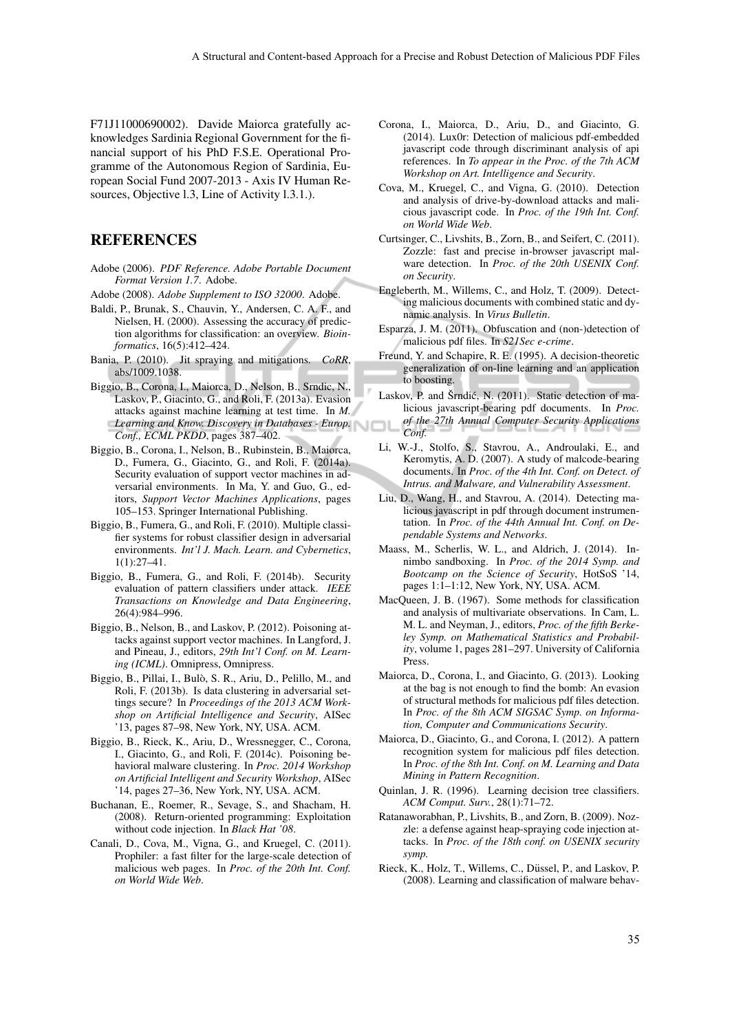F71J11000690002). Davide Maiorca gratefully acknowledges Sardinia Regional Government for the financial support of his PhD F.S.E. Operational Programme of the Autonomous Region of Sardinia, European Social Fund 2007-2013 - Axis IV Human Resources, Objective l.3, Line of Activity l.3.1.).

## REFERENCES

Adobe (2006). *PDF Reference. Adobe Portable Document Format Version 1.7*. Adobe.

Adobe (2008). *Adobe Supplement to ISO 32000*. Adobe.

Baldi, P., Brunak, S., Chauvin, Y., Andersen, C. A. F., and Nielsen, H. (2000). Assessing the accuracy of prediction algorithms for classification: an overview. *Bioinformatics*, 16(5):412–424.

Bania, P. (2010). Jit spraying and mitigations. *CoRR*, abs/1009.1038.

Biggio, B., Corona, I., Maiorca, D., Nelson, B., Srndic, N., Laskov, P., Giacinto, G., and Roli, F. (2013a). Evasion attacks against machine learning at test time. In *M. Learning and Know. Discovery in Databases - Europ. Conf., ECML PKDD*, pages 387–402.

Biggio, B., Corona, I., Nelson, B., Rubinstein, B., Maiorca, D., Fumera, G., Giacinto, G., and Roli, F. (2014a). Security evaluation of support vector machines in adversarial environments. In Ma, Y. and Guo, G., editors, *Support Vector Machines Applications*, pages 105–153. Springer International Publishing.

Biggio, B., Fumera, G., and Roli, F. (2010). Multiple classifier systems for robust classifier design in adversarial environments. *Int'l J. Mach. Learn. and Cybernetics*, 1(1):27–41.

Biggio, B., Fumera, G., and Roli, F. (2014b). Security evaluation of pattern classifiers under attack. *IEEE Transactions on Knowledge and Data Engineering*, 26(4):984–996.

Biggio, B., Nelson, B., and Laskov, P. (2012). Poisoning attacks against support vector machines. In Langford, J. and Pineau, J., editors, *29th Int'l Conf. on M. Learning (ICML)*. Omnipress, Omnipress.

Biggio, B., Pillai, I., Bulò, S. R., Ariu, D., Pelillo, M., and Roli, F. (2013b). Is data clustering in adversarial settings secure? In *Proceedings of the 2013 ACM Workshop on Artificial Intelligence and Security*, AISec '13, pages 87–98, New York, NY, USA. ACM.

Biggio, B., Rieck, K., Ariu, D., Wressnegger, C., Corona, I., Giacinto, G., and Roli, F. (2014c). Poisoning behavioral malware clustering. In *Proc. 2014 Workshop on Artificial Intelligent and Security Workshop*, AISec '14, pages 27–36, New York, NY, USA. ACM.

Buchanan, E., Roemer, R., Sevage, S., and Shacham, H. (2008). Return-oriented programming: Exploitation without code injection. In *Black Hat '08*.

Canali, D., Cova, M., Vigna, G., and Kruegel, C. (2011). Prophiler: a fast filter for the large-scale detection of malicious web pages. In *Proc. of the 20th Int. Conf. on World Wide Web*.

Corona, I., Maiorca, D., Ariu, D., and Giacinto, G. (2014). Lux0r: Detection of malicious pdf-embedded javascript code through discriminant analysis of api references. In *To appear in the Proc. of the 7th ACM Workshop on Art. Intelligence and Security*.

Cova, M., Kruegel, C., and Vigna, G. (2010). Detection and analysis of drive-by-download attacks and malicious javascript code. In *Proc. of the 19th Int. Conf. on World Wide Web*.

Curtsinger, C., Livshits, B., Zorn, B., and Seifert, C. (2011). Zozzle: fast and precise in-browser javascript malware detection. In *Proc. of the 20th USENIX Conf. on Security*.

Engleberth, M., Willems, C., and Holz, T. (2009). Detecting malicious documents with combined static and dynamic analysis. In *Virus Bulletin*.

Esparza, J. M. (2011). Obfuscation and (non-)detection of malicious pdf files. In *S21Sec e-crime*.

Freund, Y. and Schapire, R. E. (1995). A decision-theoretic generalization of on-line learning and an application to boosting.

Laskov, P. and Šrndić, N. (2011). Static detection of malicious javascript-bearing pdf documents. In *Proc. of the 27th Annual Computer Security Applications Conf.*

Li, W.-J., Stolfo, S., Stavrou, A., Androulaki, E., and Keromytis, A. D. (2007). A study of malcode-bearing documents. In *Proc. of the 4th Int. Conf. on Detect. of Intrus. and Malware, and Vulnerability Assessment*.

Liu, D., Wang, H., and Stavrou, A. (2014). Detecting malicious javascript in pdf through document instrumentation. In *Proc. of the 44th Annual Int. Conf. on Dependable Systems and Networks*.

Maass, M., Scherlis, W. L., and Aldrich, J. (2014). Innimbo sandboxing. In *Proc. of the 2014 Symp. and Bootcamp on the Science of Security*, HotSoS '14, pages 1:1–1:12, New York, NY, USA. ACM.

MacQueen, J. B. (1967). Some methods for classification and analysis of multivariate observations. In Cam, L. M. L. and Neyman, J., editors, *Proc. of the fifth Berkeley Symp. on Mathematical Statistics and Probability*, volume 1, pages 281–297. University of California Press.

Maiorca, D., Corona, I., and Giacinto, G. (2013). Looking at the bag is not enough to find the bomb: An evasion of structural methods for malicious pdf files detection. In *Proc. of the 8th ACM SIGSAC Symp. on Information, Computer and Communications Security*.

Maiorca, D., Giacinto, G., and Corona, I. (2012). A pattern recognition system for malicious pdf files detection. In *Proc. of the 8th Int. Conf. on M. Learning and Data Mining in Pattern Recognition*.

Quinlan, J. R. (1996). Learning decision tree classifiers. *ACM Comput. Surv.*, 28(1):71–72.

Ratanaworabhan, P., Livshits, B., and Zorn, B. (2009). Nozzle: a defense against heap-spraying code injection attacks. In *Proc. of the 18th conf. on USENIX security symp.*

Rieck, K., Holz, T., Willems, C., Düssel, P., and Laskov, P. (2008). Learning and classification of malware behav-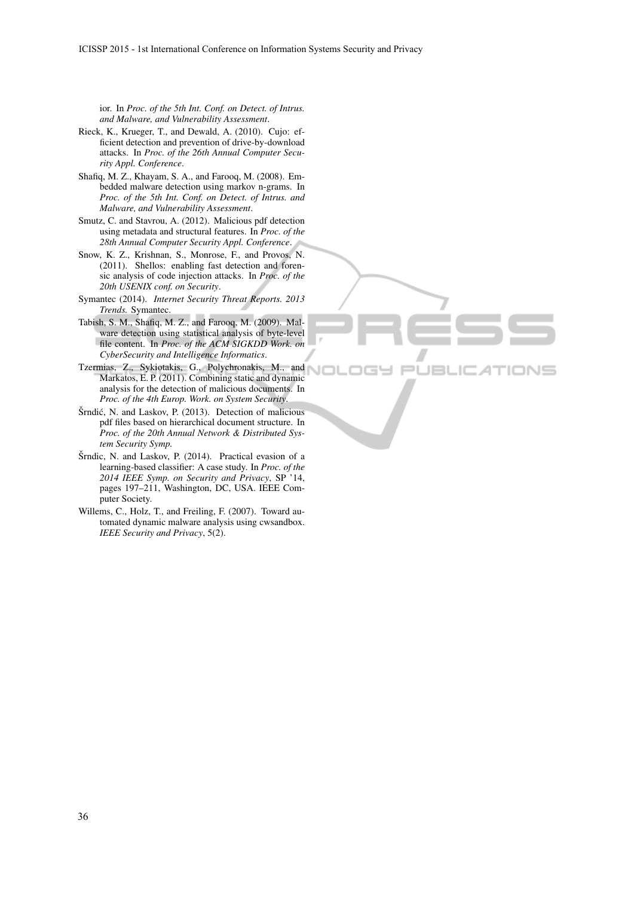ior. In *Proc. of the 5th Int. Conf. on Detect. of Intrus. and Malware, and Vulnerability Assessment*.

Rieck, K., Krueger, T., and Dewald, A. (2010). Cujo: efficient detection and prevention of drive-by-download attacks. In *Proc. of the 26th Annual Computer Security Appl. Conference*.

Shafiq, M. Z., Khayam, S. A., and Farooq, M. (2008). Embedded malware detection using markov n-grams. In *Proc. of the 5th Int. Conf. on Detect. of Intrus. and Malware, and Vulnerability Assessment*.

Smutz, C. and Stavrou, A. (2012). Malicious pdf detection using metadata and structural features. In *Proc. of the 28th Annual Computer Security Appl. Conference*.

Snow, K. Z., Krishnan, S., Monrose, F., and Provos, N. (2011). Shellos: enabling fast detection and forensic analysis of code injection attacks. In *Proc. of the 20th USENIX conf. on Security*.

Symantec (2014). *Internet Security Threat Reports. 2013 Trends.* Symantec.

Tabish, S. M., Shafiq, M. Z., and Farooq, M. (2009). Malware detection using statistical analysis of byte-level file content. In *Proc. of the ACM SIGKDD Work. on CyberSecurity and Intelligence Informatics*.

Tzermias, Z., Sykiotakis, G., Polychronakis, M., and Markatos, E. P. (2011). Combining static and dynamic analysis for the detection of malicious documents. In *Proc. of the 4th Europ. Work. on System Security*.

Šrndić, N. and Laskov, P. (2013). Detection of malicious pdf files based on hierarchical document structure. In *Proc. of the 20th Annual Network & Distributed System Security Symp.*

Šrndic, N. and Laskov, P. (2014). Practical evasion of a learning-based classifier: A case study. In *Proc. of the 2014 IEEE Symp. on Security and Privacy*, SP '14, pages 197–211, Washington, DC, USA. IEEE Computer Society.

Willems, C., Holz, T., and Freiling, F. (2007). Toward automated dynamic malware analysis using cwsandbox. *IEEE Security and Privacy*, 5(2).